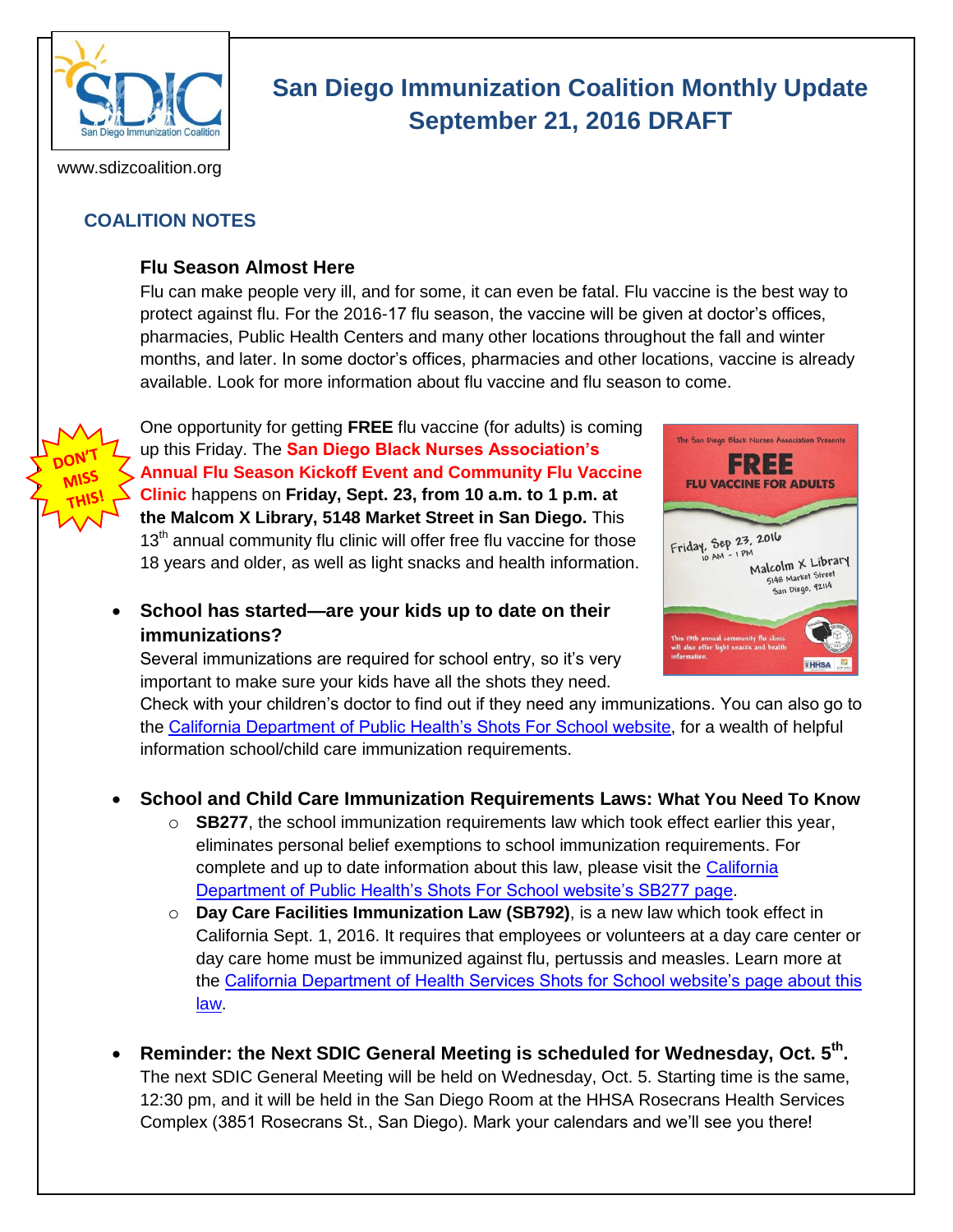# San Diego Immunization Coalition Monthly Update
# September 21, 2016 DRAFT

www.sdizcoalition.org

## COALITION NOTES

### Flu Season Almost Here

Flu can make people very ill, and for some, it can even be fatal. Flu vaccine is the best way to protect against flu. For the 2016-17 flu season, the vaccine will be given at doctor's offices, pharmacies, Public Health Centers and many other locations throughout the fall and winter months, and later. In some doctor's offices, pharmacies and other locations, vaccine is already available. Look for more information about flu vaccine and flu season to come.

DON'T MISS THIS!

One opportunity for getting **FREE** flu vaccine (for adults) is coming up this Friday. The **San Diego Black Nurses Association's Annual Flu Season Kickoff Event and Community Flu Vaccine Clinic** happens on **Friday, Sept. 23, from 10 a.m. to 1 p.m. at the Malcom X Library, 5148 Market Street in San Diego.** This 13th annual community flu clinic will offer free flu vaccine for those 18 years and older, as well as light snacks and health information.

- **School has started—are your kids up to date on their immunizations?**
  Several immunizations are required for school entry, so it's very important to make sure your kids have all the shots they need. Check with your children's doctor to find out if they need any immunizations. You can also go to the California Department of Public Health's Shots For School website, for a wealth of helpful information school/child care immunization requirements.

- **School and Child Care Immunization Requirements Laws: What You Need To Know**
  - **SB277**, the school immunization requirements law which took effect earlier this year, eliminates personal belief exemptions to school immunization requirements. For complete and up to date information about this law, please visit the California Department of Public Health's Shots For School website's SB277 page.
  - **Day Care Facilities Immunization Law (SB792)**, is a new law which took effect in California Sept. 1, 2016. It requires that employees or volunteers at a day care center or day care home must be immunized against flu, pertussis and measles. Learn more at the California Department of Health Services Shots for School website's page about this law.

- **Reminder: the Next SDIC General Meeting is scheduled for Wednesday, Oct. 5th.**
  The next SDIC General Meeting will be held on Wednesday, Oct. 5. Starting time is the same, 12:30 pm, and it will be held in the San Diego Room at the HHSA Rosecrans Health Services Complex (3851 Rosecrans St., San Diego). Mark your calendars and we'll see you there!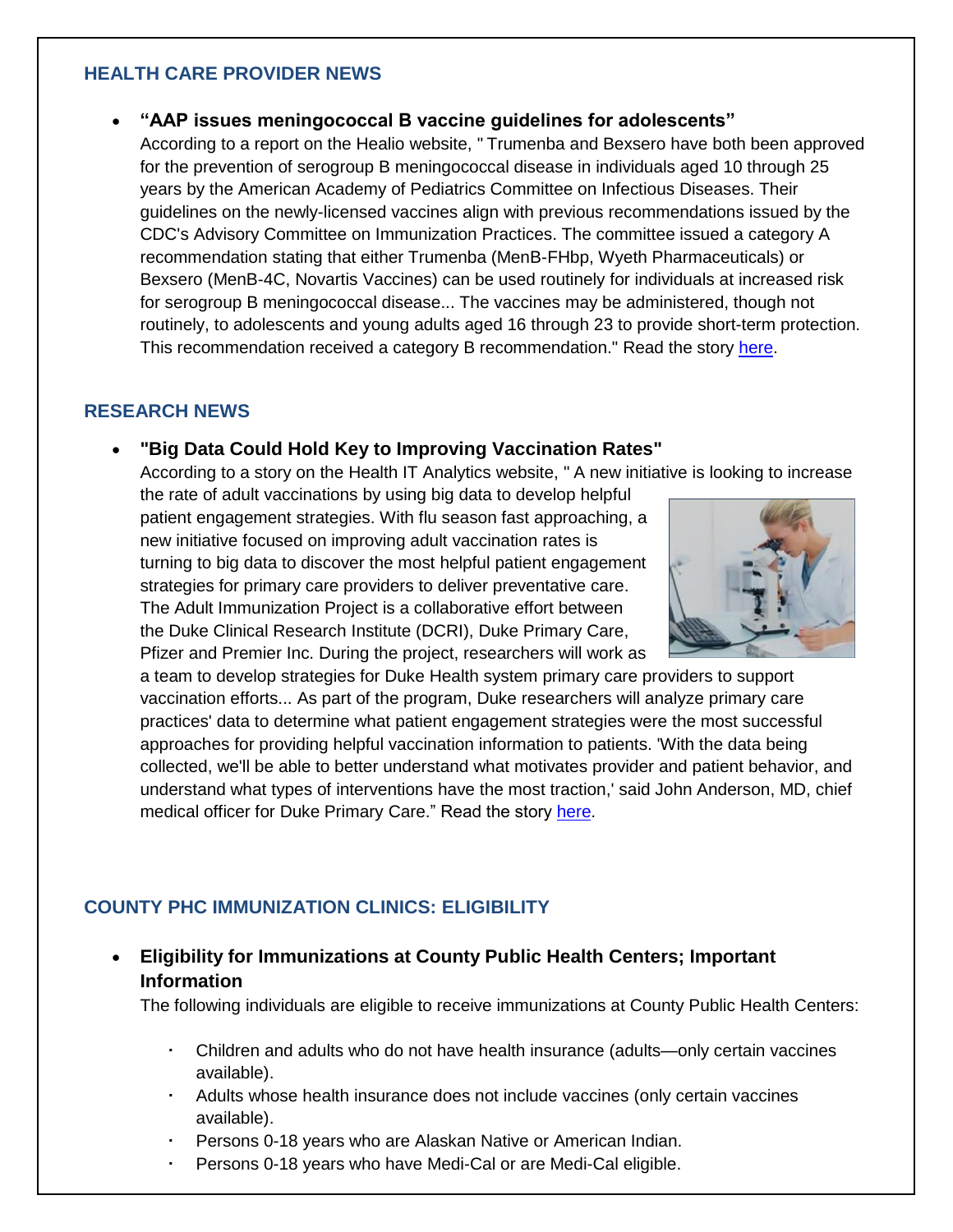## HEALTH CARE PROVIDER NEWS

- **"AAP issues meningococcal B vaccine guidelines for adolescents"**
  According to a report on the Healio website, " Trumenba and Bexsero have both been approved for the prevention of serogroup B meningococcal disease in individuals aged 10 through 25 years by the American Academy of Pediatrics Committee on Infectious Diseases. Their guidelines on the newly-licensed vaccines align with previous recommendations issued by the CDC's Advisory Committee on Immunization Practices. The committee issued a category A recommendation stating that either Trumenba (MenB-FHbp, Wyeth Pharmaceuticals) or Bexsero (MenB-4C, Novartis Vaccines) can be used routinely for individuals at increased risk for serogroup B meningococcal disease... The vaccines may be administered, though not routinely, to adolescents and young adults aged 16 through 23 to provide short-term protection. This recommendation received a category B recommendation." Read the story here.

## RESEARCH NEWS

- **"Big Data Could Hold Key to Improving Vaccination Rates"**
  According to a story on the Health IT Analytics website, " A new initiative is looking to increase the rate of adult vaccinations by using big data to develop helpful patient engagement strategies. With flu season fast approaching, a new initiative focused on improving adult vaccination rates is turning to big data to discover the most helpful patient engagement strategies for primary care providers to deliver preventative care. The Adult Immunization Project is a collaborative effort between the Duke Clinical Research Institute (DCRI), Duke Primary Care, Pfizer and Premier Inc. During the project, researchers will work as a team to develop strategies for Duke Health system primary care providers to support vaccination efforts... As part of the program, Duke researchers will analyze primary care practices' data to determine what patient engagement strategies were the most successful approaches for providing helpful vaccination information to patients. 'With the data being collected, we'll be able to better understand what motivates provider and patient behavior, and understand what types of interventions have the most traction,' said John Anderson, MD, chief medical officer for Duke Primary Care." Read the story here.

## COUNTY PHC IMMUNIZATION CLINICS: ELIGIBILITY

- **Eligibility for Immunizations at County Public Health Centers; Important Information**
  The following individuals are eligible to receive immunizations at County Public Health Centers:
  - Children and adults who do not have health insurance (adults—only certain vaccines available).
  - Adults whose health insurance does not include vaccines (only certain vaccines available).
  - Persons 0-18 years who are Alaskan Native or American Indian.
  - Persons 0-18 years who have Medi-Cal or are Medi-Cal eligible.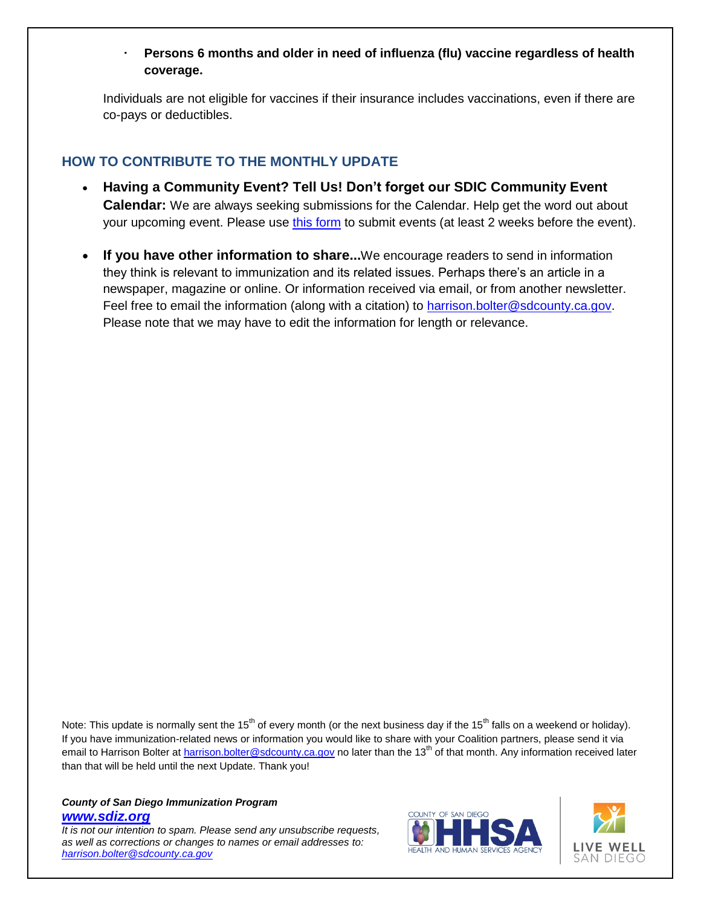- **Persons 6 months and older in need of influenza (flu) vaccine regardless of health coverage.**

Individuals are not eligible for vaccines if their insurance includes vaccinations, even if there are co-pays or deductibles.

## HOW TO CONTRIBUTE TO THE MONTHLY UPDATE

- **Having a Community Event? Tell Us! Don't forget our SDIC Community Event Calendar:** We are always seeking submissions for the Calendar. Help get the word out about your upcoming event. Please use this form to submit events (at least 2 weeks before the event).
- **If you have other information to share...** We encourage readers to send in information they think is relevant to immunization and its related issues. Perhaps there's an article in a newspaper, magazine or online. Or information received via email, or from another newsletter. Feel free to email the information (along with a citation) to harrison.bolter@sdcounty.ca.gov. Please note that we may have to edit the information for length or relevance.

Note: This update is normally sent the 15th of every month (or the next business day if the 15th falls on a weekend or holiday). If you have immunization-related news or information you would like to share with your Coalition partners, please send it via email to Harrison Bolter at harrison.bolter@sdcounty.ca.gov no later than the 13th of that month. Any information received later than that will be held until the next Update. Thank you!

***County of San Diego Immunization Program***
***www.sdiz.org***
*It is not our intention to spam. Please send any unsubscribe requests, as well as corrections or changes to names or email addresses to: harrison.bolter@sdcounty.ca.gov*

COUNTY OF SAN DIEGO HHSA HEALTH AND HUMAN SERVICES AGENCY

LIVE WELL SAN DIEGO